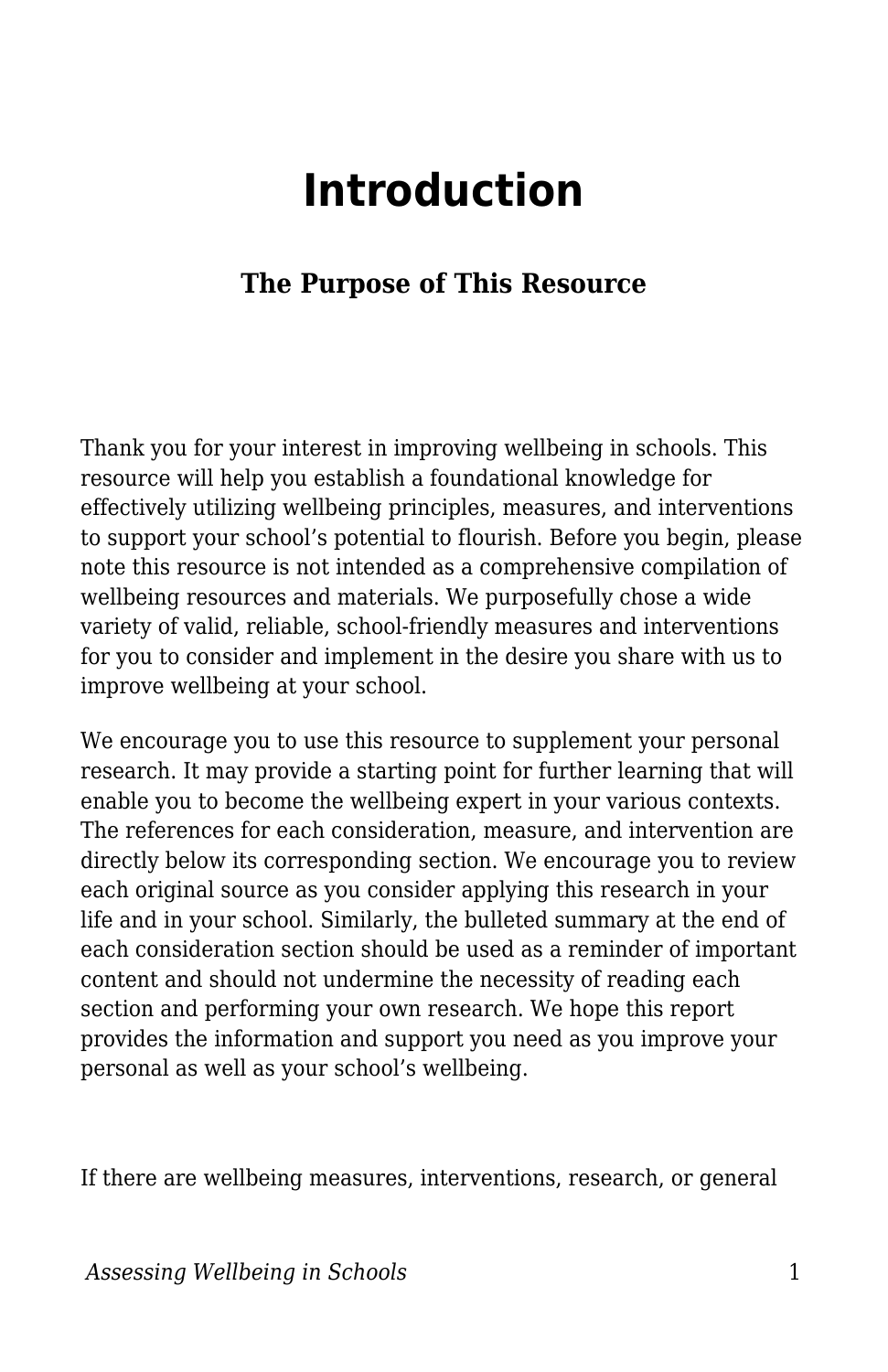# Introduction

### The Purpose of This Resource

Thank you for your interest in improving wellbeing in schools. This resource will help you establish a foundational knowledge for effectively utilizing wellbeing principles, measures, and interventions to support your school's potential to flourish. Before you begin, please note this resource is not intended as a comprehensive compilation of wellbeing resources and materials. We purposefully chose a wide variety of valid, reliable, school-friendly measures and interventions for you to consider and implement in the desire you share with us to improve wellbeing at your school.

We encourage you to use this resource to supplement your personal research. It may provide a starting point for further learning that will enable you to become the wellbeing expert in your various contexts. The references for each consideration, measure, and intervention are directly below its corresponding section. We encourage you to review each original source as you consider applying this research in your life and in your school. Similarly, the bulleted summary at the end of each consideration section should be used as a reminder of important content and should not undermine the necessity of reading each section and performing your own research. We hope this report provides the information and support you need as you improve your personal as well as your school's wellbeing.

If there are wellbeing measures, interventions, research, or general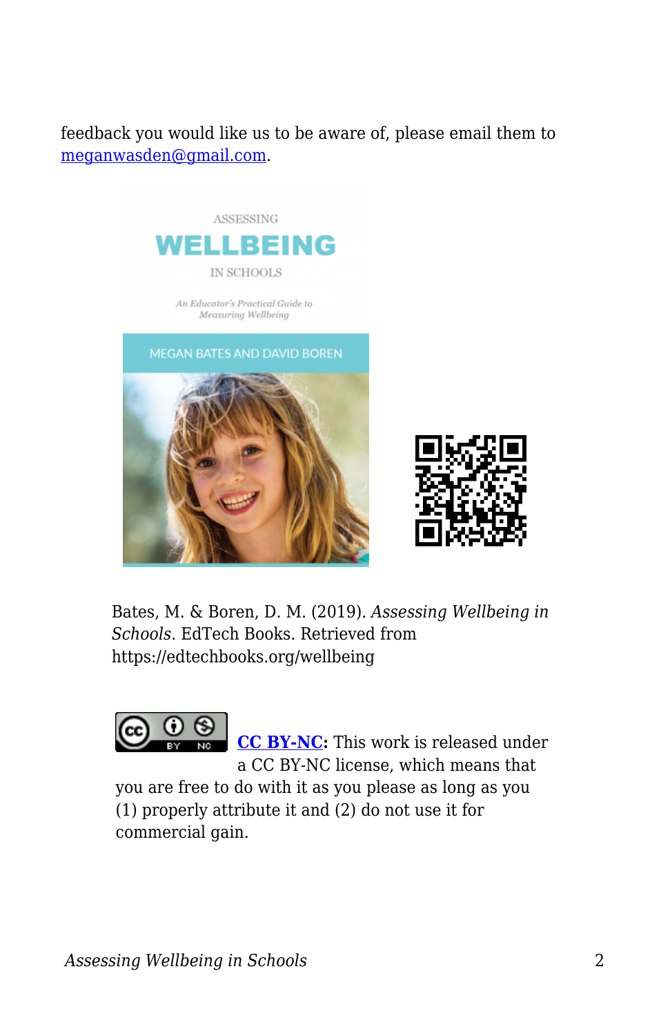feedback you would like us to be aware of, please email them to [meganwasden@gmail.com](mailto:meganwasden@gmail.com).

Bates, M. & Boren, D. M. (2019). *Assessing Wellbeing in Schools*. EdTech Books. Retrieved from https://edtechbooks.org/wellbeing

**[CC BY-NC](https://creativecommons.org/licenses/by-nc/4.0/):** This work is released under a CC BY-NC license, which means that you are free to do with it as you please as long as you (1) properly attribute it and (2) do not use it for commercial gain.